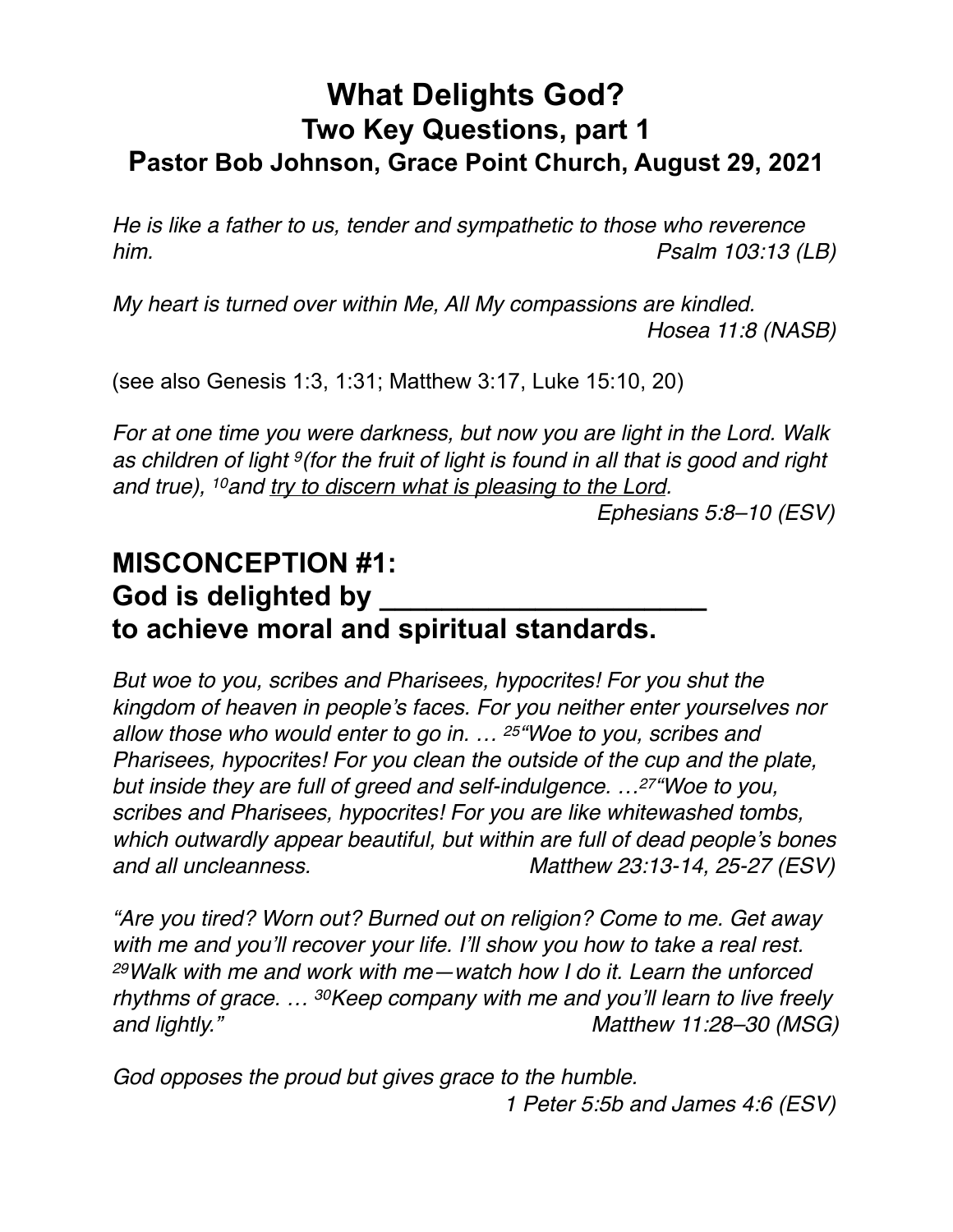# What Delights God?
## Two Key Questions, part 1
## Pastor Bob Johnson, Grace Point Church, August 29, 2021

*He is like a father to us, tender and sympathetic to those who reverence him.* *Psalm 103:13 (LB)*

*My heart is turned over within Me, All My compassions are kindled.* *Hosea 11:8 (NASB)*

(see also Genesis 1:3, 1:31; Matthew 3:17, Luke 15:10, 20)

*For at one time you were darkness, but now you are light in the Lord. Walk as children of light [9](for the fruit of light is found in all that is good and right and true), [10]and <u>try to discern what is pleasing to the Lord</u>.* *Ephesians 5:8–10 (ESV)*

## MISCONCEPTION #1: God is delighted by ____________________ to achieve moral and spiritual standards.

*But woe to you, scribes and Pharisees, hypocrites! For you shut the kingdom of heaven in people's faces. For you neither enter yourselves nor allow those who would enter to go in. … [25]"Woe to you, scribes and Pharisees, hypocrites! For you clean the outside of the cup and the plate, but inside they are full of greed and self-indulgence. …[27]"Woe to you, scribes and Pharisees, hypocrites! For you are like whitewashed tombs, which outwardly appear beautiful, but within are full of dead people's bones and all uncleanness.* *Matthew 23:13-14, 25-27 (ESV)*

*"Are you tired? Worn out? Burned out on religion? Come to me. Get away with me and you'll recover your life. I'll show you how to take a real rest. [29]Walk with me and work with me—watch how I do it. Learn the unforced rhythms of grace. … [30]Keep company with me and you'll learn to live freely and lightly."* *Matthew 11:28–30 (MSG)*

*God opposes the proud but gives grace to the humble.* *1 Peter 5:5b and James 4:6 (ESV)*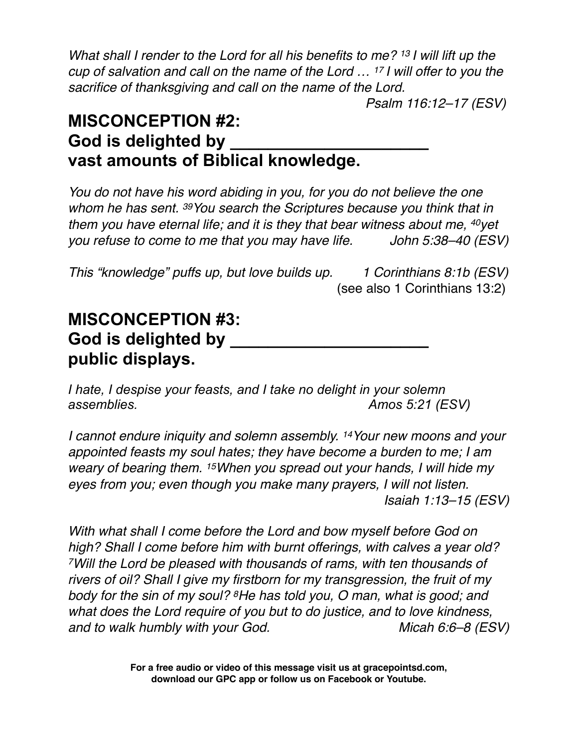*What shall I render to the Lord for all his benefits to me? [13] I will lift up the cup of salvation and call on the name of the Lord … [17] I will offer to you the sacrifice of thanksgiving and call on the name of the Lord.*

*Psalm 116:12–17 (ESV)*

## MISCONCEPTION #2: God is delighted by ____________________ vast amounts of Biblical knowledge.

*You do not have his word abiding in you, for you do not believe the one whom he has sent. [39]You search the Scriptures because you think that in them you have eternal life; and it is they that bear witness about me, [40]yet you refuse to come to me that you may have life.* *John 5:38–40 (ESV)*

*This "knowledge" puffs up, but love builds up.* *1 Corinthians 8:1b (ESV)*
(see also 1 Corinthians 13:2)

## MISCONCEPTION #3: God is delighted by ____________________ public displays.

*I hate, I despise your feasts, and I take no delight in your solemn assemblies.* *Amos 5:21 (ESV)*

*I cannot endure iniquity and solemn assembly. [14]Your new moons and your appointed feasts my soul hates; they have become a burden to me; I am weary of bearing them. [15]When you spread out your hands, I will hide my eyes from you; even though you make many prayers, I will not listen.*
*Isaiah 1:13–15 (ESV)*

*With what shall I come before the Lord and bow myself before God on high? Shall I come before him with burnt offerings, with calves a year old? [7]Will the Lord be pleased with thousands of rams, with ten thousands of rivers of oil? Shall I give my firstborn for my transgression, the fruit of my body for the sin of my soul? [8]He has told you, O man, what is good; and what does the Lord require of you but to do justice, and to love kindness, and to walk humbly with your God.* *Micah 6:6–8 (ESV)*

**For a free audio or video of this message visit us at gracepointsd.com, download our GPC app or follow us on Facebook or Youtube.**